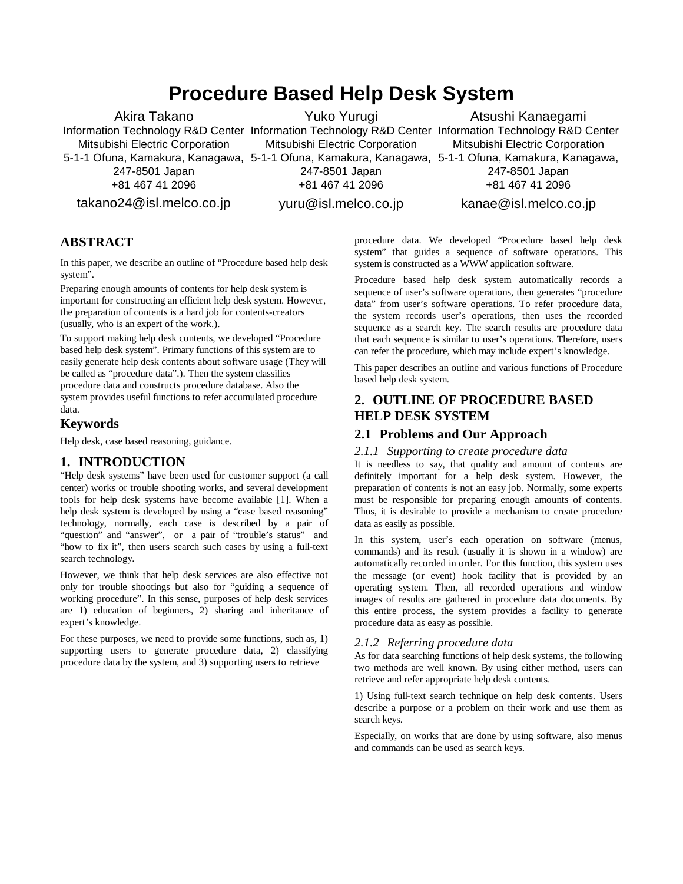# Procedure Based Help Desk System

Akira Takano
Information Technology R&D Center
Mitsubishi Electric Corporation
5-1-1 Ofuna, Kamakura, Kanagawa, 247-8501 Japan
+81 467 41 2096
takano24@isl.melco.co.jp

Yuko Yurugi
Information Technology R&D Center
Mitsubishi Electric Corporation
5-1-1 Ofuna, Kamakura, Kanagawa, 247-8501 Japan
+81 467 41 2096
yuru@isl.melco.co.jp

Atsushi Kanaegami
Information Technology R&D Center
Mitsubishi Electric Corporation
5-1-1 Ofuna, Kamakura, Kanagawa, 247-8501 Japan
+81 467 41 2096
kanae@isl.melco.co.jp

## ABSTRACT

In this paper, we describe an outline of "Procedure based help desk system".

Preparing enough amounts of contents for help desk system is important for constructing an efficient help desk system. However, the preparation of contents is a hard job for contents-creators (usually, who is an expert of the work.).

To support making help desk contents, we developed "Procedure based help desk system". Primary functions of this system are to easily generate help desk contents about software usage (They will be called as "procedure data".). Then the system classifies procedure data and constructs procedure database. Also the system provides useful functions to refer accumulated procedure data.

## Keywords

Help desk, case based reasoning, guidance.

## 1. INTRODUCTION

"Help desk systems" have been used for customer support (a call center) works or trouble shooting works, and several development tools for help desk systems have become available [1]. When a help desk system is developed by using a "case based reasoning" technology, normally, each case is described by a pair of "question" and "answer", or a pair of "trouble's status" and "how to fix it", then users search such cases by using a full-text search technology.

However, we think that help desk services are also effective not only for trouble shootings but also for "guiding a sequence of working procedure". In this sense, purposes of help desk services are 1) education of beginners, 2) sharing and inheritance of expert's knowledge.

For these purposes, we need to provide some functions, such as, 1) supporting users to generate procedure data, 2) classifying procedure data by the system, and 3) supporting users to retrieve procedure data. We developed "Procedure based help desk system" that guides a sequence of software operations. This system is constructed as a WWW application software.

Procedure based help desk system automatically records a sequence of user's software operations, then generates "procedure data" from user's software operations. To refer procedure data, the system records user's operations, then uses the recorded sequence as a search key. The search results are procedure data that each sequence is similar to user's operations. Therefore, users can refer the procedure, which may include expert's knowledge.

This paper describes an outline and various functions of Procedure based help desk system.

## 2. OUTLINE OF PROCEDURE BASED HELP DESK SYSTEM

### 2.1 Problems and Our Approach

#### *2.1.1 Supporting to create procedure data*

It is needless to say, that quality and amount of contents are definitely important for a help desk system. However, the preparation of contents is not an easy job. Normally, some experts must be responsible for preparing enough amounts of contents. Thus, it is desirable to provide a mechanism to create procedure data as easily as possible.

In this system, user's each operation on software (menus, commands) and its result (usually it is shown in a window) are automatically recorded in order. For this function, this system uses the message (or event) hook facility that is provided by an operating system. Then, all recorded operations and window images of results are gathered in procedure data documents. By this entire process, the system provides a facility to generate procedure data as easy as possible.

#### *2.1.2 Referring procedure data*

As for data searching functions of help desk systems, the following two methods are well known. By using either method, users can retrieve and refer appropriate help desk contents.

1) Using full-text search technique on help desk contents. Users describe a purpose or a problem on their work and use them as search keys.

Especially, on works that are done by using software, also menus and commands can be used as search keys.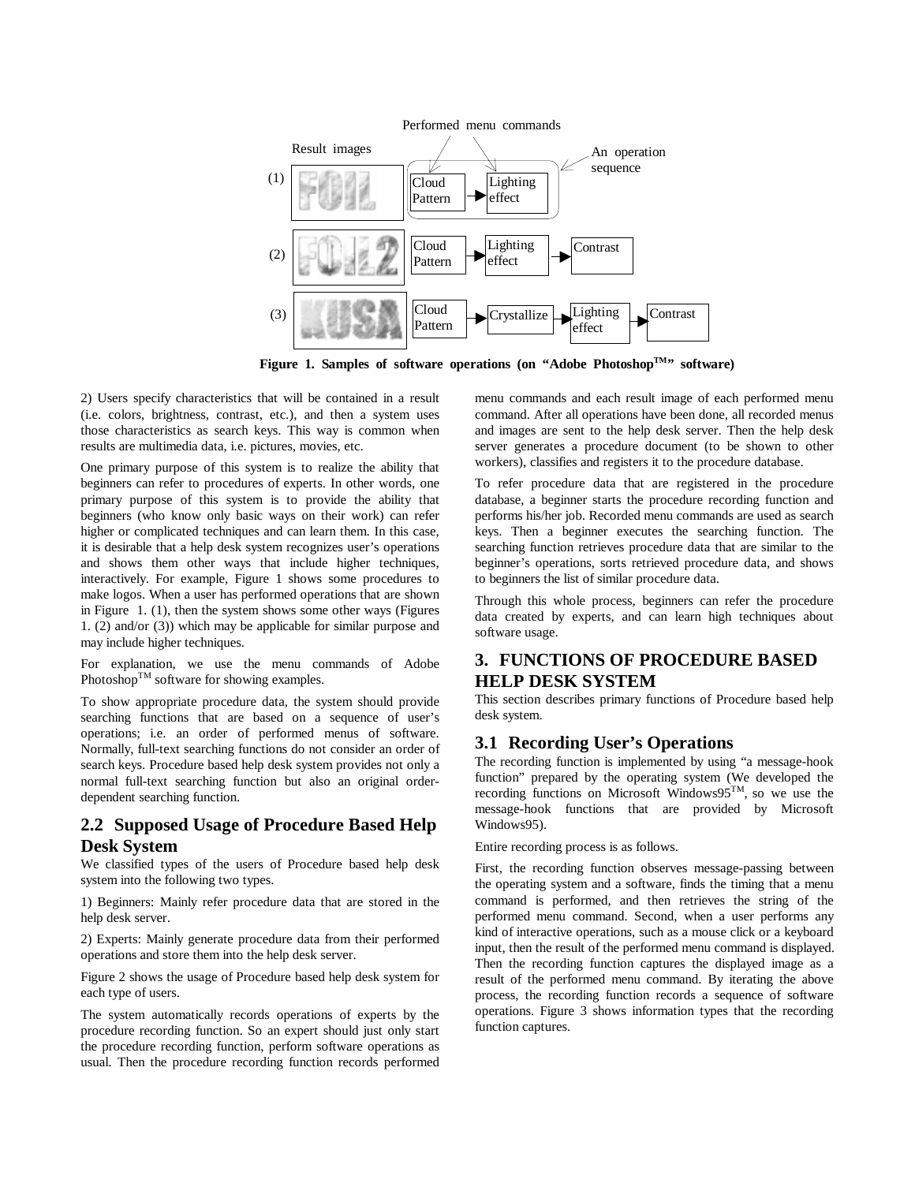Figure 1. Samples of software operations (on "Adobe Photoshop™" software)

2) Users specify characteristics that will be contained in a result (i.e. colors, brightness, contrast, etc.), and then a system uses those characteristics as search keys. This way is common when results are multimedia data, i.e. pictures, movies, etc.

One primary purpose of this system is to realize the ability that beginners can refer to procedures of experts. In other words, one primary purpose of this system is to provide the ability that beginners (who know only basic ways on their work) can refer higher or complicated techniques and can learn them. In this case, it is desirable that a help desk system recognizes user's operations and shows them other ways that include higher techniques, interactively. For example, Figure 1 shows some procedures to make logos. When a user has performed operations that are shown in Figure 1. (1), then the system shows some other ways (Figures 1. (2) and/or (3)) which may be applicable for similar purpose and may include higher techniques.

For explanation, we use the menu commands of Adobe Photoshop™ software for showing examples.

To show appropriate procedure data, the system should provide searching functions that are based on a sequence of user's operations; i.e. an order of performed menus of software. Normally, full-text searching functions do not consider an order of search keys. Procedure based help desk system provides not only a normal full-text searching function but also an original order-dependent searching function.

## 2.2 Supposed Usage of Procedure Based Help Desk System

We classified types of the users of Procedure based help desk system into the following two types.

1) Beginners: Mainly refer procedure data that are stored in the help desk server.

2) Experts: Mainly generate procedure data from their performed operations and store them into the help desk server.

Figure 2 shows the usage of Procedure based help desk system for each type of users.

The system automatically records operations of experts by the procedure recording function. So an expert should just only start the procedure recording function, perform software operations as usual. Then the procedure recording function records performed menu commands and each result image of each performed menu command. After all operations have been done, all recorded menus and images are sent to the help desk server. Then the help desk server generates a procedure document (to be shown to other workers), classifies and registers it to the procedure database.

To refer procedure data that are registered in the procedure database, a beginner starts the procedure recording function and performs his/her job. Recorded menu commands are used as search keys. Then a beginner executes the searching function. The searching function retrieves procedure data that are similar to the beginner's operations, sorts retrieved procedure data, and shows to beginners the list of similar procedure data.

Through this whole process, beginners can refer the procedure data created by experts, and can learn high techniques about software usage.

# 3. FUNCTIONS OF PROCEDURE BASED HELP DESK SYSTEM

This section describes primary functions of Procedure based help desk system.

## 3.1 Recording User's Operations

The recording function is implemented by using "a message-hook function" prepared by the operating system (We developed the recording functions on Microsoft Windows95™, so we use the message-hook functions that are provided by Microsoft Windows95).

Entire recording process is as follows.

First, the recording function observes message-passing between the operating system and a software, finds the timing that a menu command is performed, and then retrieves the string of the performed menu command. Second, when a user performs any kind of interactive operations, such as a mouse click or a keyboard input, then the result of the performed menu command is displayed. Then the recording function captures the displayed image as a result of the performed menu command. By iterating the above process, the recording function records a sequence of software operations. Figure 3 shows information types that the recording function captures.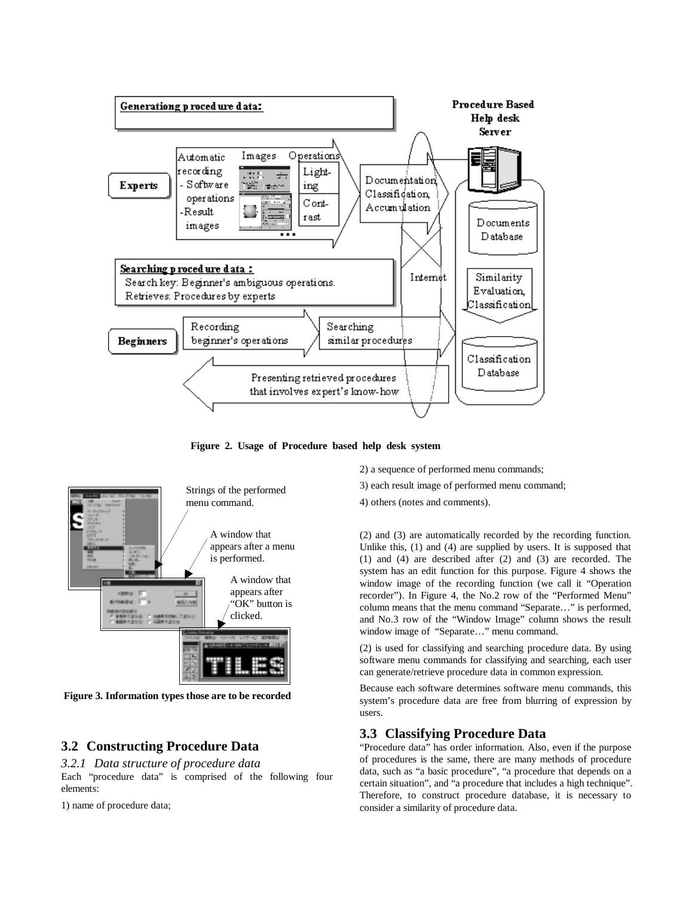**Figure 2. Usage of Procedure based help desk system**

**Figure 3. Information types those are to be recorded**

## 3.2 Constructing Procedure Data

### *3.2.1 Data structure of procedure data*

Each "procedure data" is comprised of the following four elements:

1) name of procedure data;

2) a sequence of performed menu commands;

3) each result image of performed menu command;

4) others (notes and comments).

(2) and (3) are automatically recorded by the recording function. Unlike this, (1) and (4) are supplied by users. It is supposed that (1) and (4) are described after (2) and (3) are recorded. The system has an edit function for this purpose. Figure 4 shows the window image of the recording function (we call it "Operation recorder"). In Figure 4, the No.2 row of the "Performed Menu" column means that the menu command "Separate…" is performed, and No.3 row of the "Window Image" column shows the result window image of "Separate…" menu command.

(2) is used for classifying and searching procedure data. By using software menu commands for classifying and searching, each user can generate/retrieve procedure data in common expression.

Because each software determines software menu commands, this system's procedure data are free from blurring of expression by users.

## 3.3 Classifying Procedure Data

"Procedure data" has order information. Also, even if the purpose of procedures is the same, there are many methods of procedure data, such as "a basic procedure", "a procedure that depends on a certain situation", and "a procedure that includes a high technique". Therefore, to construct procedure database, it is necessary to consider a similarity of procedure data.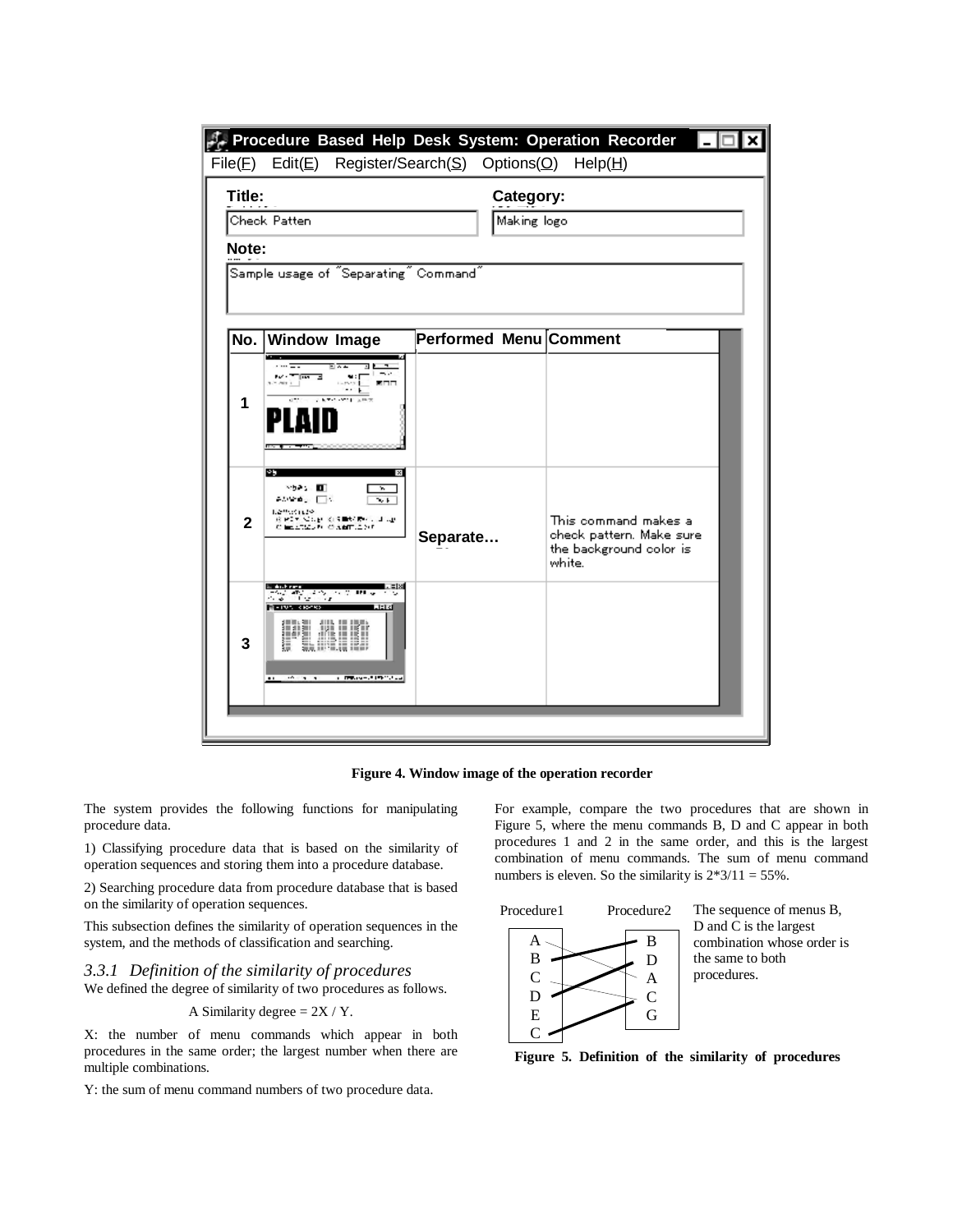**Figure 4. Window image of the operation recorder**

The system provides the following functions for manipulating procedure data.

1) Classifying procedure data that is based on the similarity of operation sequences and storing them into a procedure database.

2) Searching procedure data from procedure database that is based on the similarity of operation sequences.

This subsection defines the similarity of operation sequences in the system, and the methods of classification and searching.

### *3.3.1 Definition of the similarity of procedures*

We defined the degree of similarity of two procedures as follows.

$$\text{A Similarity degree} = 2X / Y.$$

X: the number of menu commands which appear in both procedures in the same order; the largest number when there are multiple combinations.

Y: the sum of menu command numbers of two procedure data.

For example, compare the two procedures that are shown in Figure 5, where the menu commands B, D and C appear in both procedures 1 and 2 in the same order, and this is the largest combination of menu commands. The sum of menu command numbers is eleven. So the similarity is $2*3/11 = 55\%$.

**Figure 5. Definition of the similarity of procedures**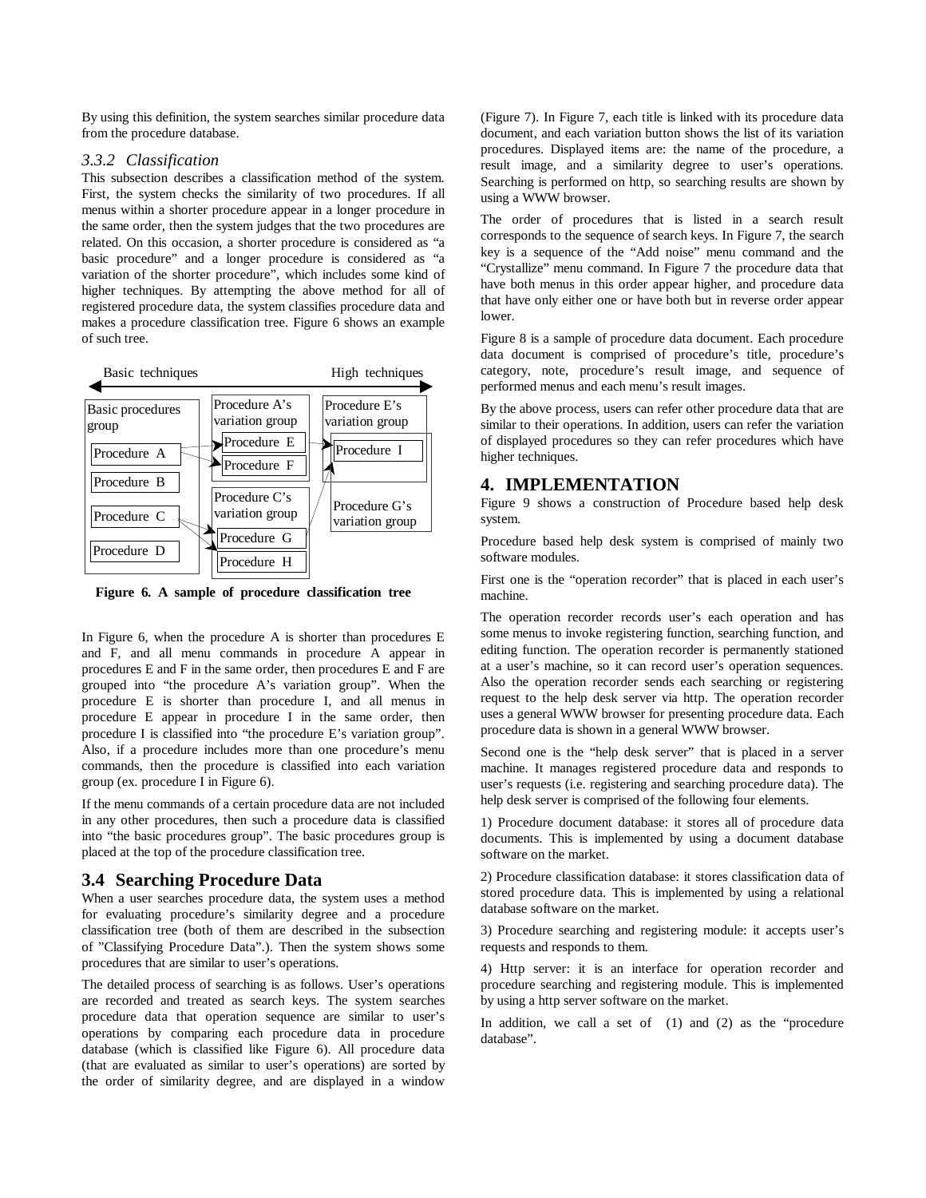By using this definition, the system searches similar procedure data from the procedure database.

### 3.3.2 Classification

This subsection describes a classification method of the system. First, the system checks the similarity of two procedures. If all menus within a shorter procedure appear in a longer procedure in the same order, then the system judges that the two procedures are related. On this occasion, a shorter procedure is considered as "a basic procedure" and a longer procedure is considered as "a variation of the shorter procedure", which includes some kind of higher techniques. By attempting the above method for all of registered procedure data, the system classifies procedure data and makes a procedure classification tree. Figure 6 shows an example of such tree.

Basic techniques — High techniques

Basic procedures group: Procedure A, Procedure B, Procedure C, Procedure D

Procedure A's variation group: Procedure E, Procedure F

Procedure C's variation group: Procedure G, Procedure H

Procedure E's variation group: Procedure I

Procedure G's variation group

**Figure 6. A sample of procedure classification tree**

In Figure 6, when the procedure A is shorter than procedures E and F, and all menu commands in procedure A appear in procedures E and F in the same order, then procedures E and F are grouped into "the procedure A's variation group". When the procedure E is shorter than procedure I, and all menus in procedure E appear in procedure I in the same order, then procedure I is classified into "the procedure E's variation group". Also, if a procedure includes more than one procedure's menu commands, then the procedure is classified into each variation group (ex. procedure I in Figure 6).

If the menu commands of a certain procedure data are not included in any other procedures, then such a procedure data is classified into "the basic procedures group". The basic procedures group is placed at the top of the procedure classification tree.

## 3.4 Searching Procedure Data

When a user searches procedure data, the system uses a method for evaluating procedure's similarity degree and a procedure classification tree (both of them are described in the subsection of "Classifying Procedure Data".). Then the system shows some procedures that are similar to user's operations.

The detailed process of searching is as follows. User's operations are recorded and treated as search keys. The system searches procedure data that operation sequence are similar to user's operations by comparing each procedure data in procedure database (which is classified like Figure 6). All procedure data (that are evaluated as similar to user's operations) are sorted by the order of similarity degree, and are displayed in a window (Figure 7). In Figure 7, each title is linked with its procedure data document, and each variation button shows the list of its variation procedures. Displayed items are: the name of the procedure, a result image, and a similarity degree to user's operations. Searching is performed on http, so searching results are shown by using a WWW browser.

The order of procedures that is listed in a search result corresponds to the sequence of search keys. In Figure 7, the search key is a sequence of the "Add noise" menu command and the "Crystallize" menu command. In Figure 7 the procedure data that have both menus in this order appear higher, and procedure data that have only either one or have both but in reverse order appear lower.

Figure 8 is a sample of procedure data document. Each procedure data document is comprised of procedure's title, procedure's category, note, procedure's result image, and sequence of performed menus and each menu's result images.

By the above process, users can refer other procedure data that are similar to their operations. In addition, users can refer the variation of displayed procedures so they can refer procedures which have higher techniques.

# 4. IMPLEMENTATION

Figure 9 shows a construction of Procedure based help desk system.

Procedure based help desk system is comprised of mainly two software modules.

First one is the "operation recorder" that is placed in each user's machine.

The operation recorder records user's each operation and has some menus to invoke registering function, searching function, and editing function. The operation recorder is permanently stationed at a user's machine, so it can record user's operation sequences. Also the operation recorder sends each searching or registering request to the help desk server via http. The operation recorder uses a general WWW browser for presenting procedure data. Each procedure data is shown in a general WWW browser.

Second one is the "help desk server" that is placed in a server machine. It manages registered procedure data and responds to user's requests (i.e. registering and searching procedure data). The help desk server is comprised of the following four elements.

1) Procedure document database: it stores all of procedure data documents. This is implemented by using a document database software on the market.

2) Procedure classification database: it stores classification data of stored procedure data. This is implemented by using a relational database software on the market.

3) Procedure searching and registering module: it accepts user's requests and responds to them.

4) Http server: it is an interface for operation recorder and procedure searching and registering module. This is implemented by using a http server software on the market.

In addition, we call a set of (1) and (2) as the "procedure database".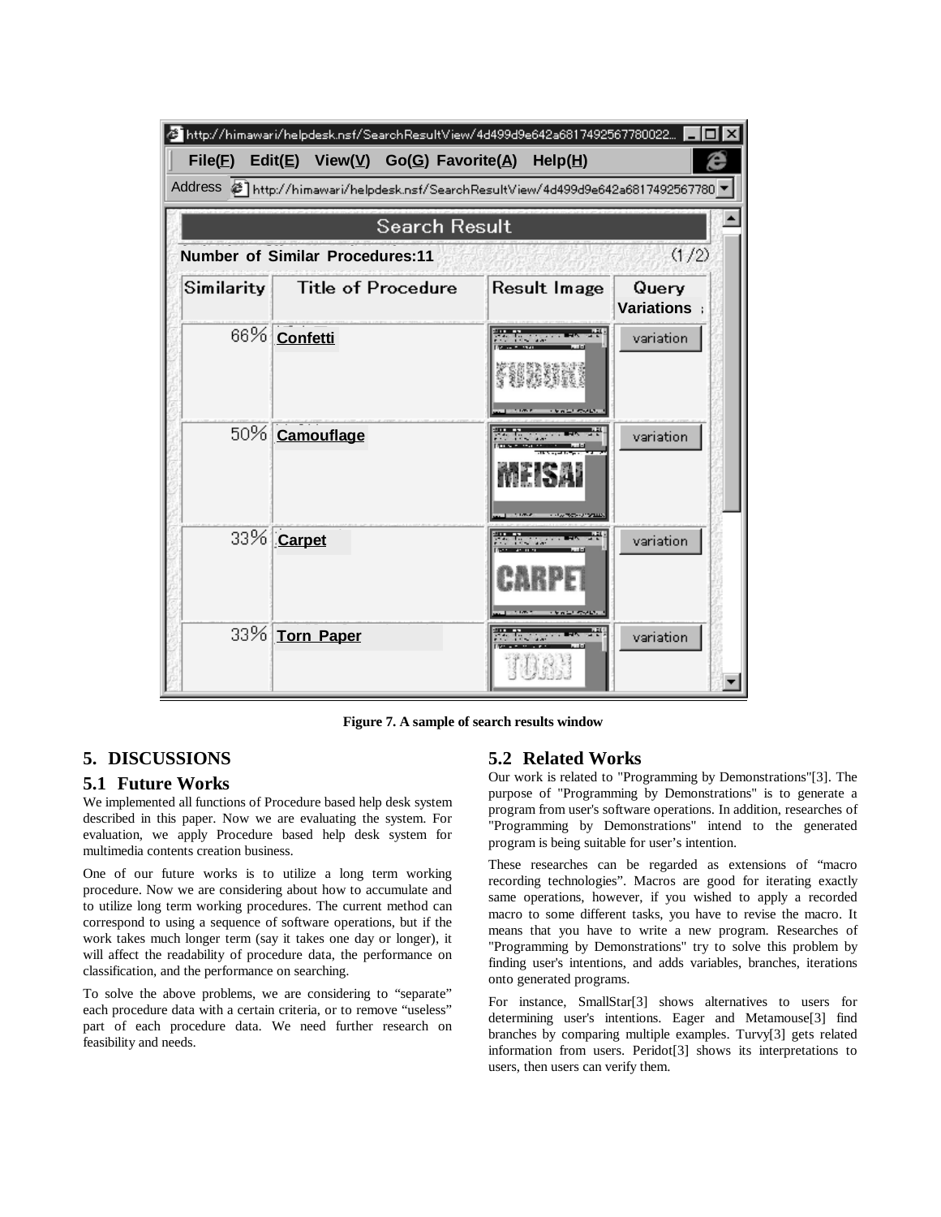Figure 7. A sample of search results window

## 5. DISCUSSIONS

### 5.1 Future Works

We implemented all functions of Procedure based help desk system described in this paper. Now we are evaluating the system. For evaluation, we apply Procedure based help desk system for multimedia contents creation business.

One of our future works is to utilize a long term working procedure. Now we are considering about how to accumulate and to utilize long term working procedures. The current method can correspond to using a sequence of software operations, but if the work takes much longer term (say it takes one day or longer), it will affect the readability of procedure data, the performance on classification, and the performance on searching.

To solve the above problems, we are considering to "separate" each procedure data with a certain criteria, or to remove "useless" part of each procedure data. We need further research on feasibility and needs.

### 5.2 Related Works

Our work is related to "Programming by Demonstrations"[3]. The purpose of "Programming by Demonstrations" is to generate a program from user's software operations. In addition, researches of "Programming by Demonstrations" intend to the generated program is being suitable for user's intention.

These researches can be regarded as extensions of "macro recording technologies". Macros are good for iterating exactly same operations, however, if you wished to apply a recorded macro to some different tasks, you have to revise the macro. It means that you have to write a new program. Researches of "Programming by Demonstrations" try to solve this problem by finding user's intentions, and adds variables, branches, iterations onto generated programs.

For instance, SmallStar[3] shows alternatives to users for determining user's intentions. Eager and Metamouse[3] find branches by comparing multiple examples. Turvy[3] gets related information from users. Peridot[3] shows its interpretations to users, then users can verify them.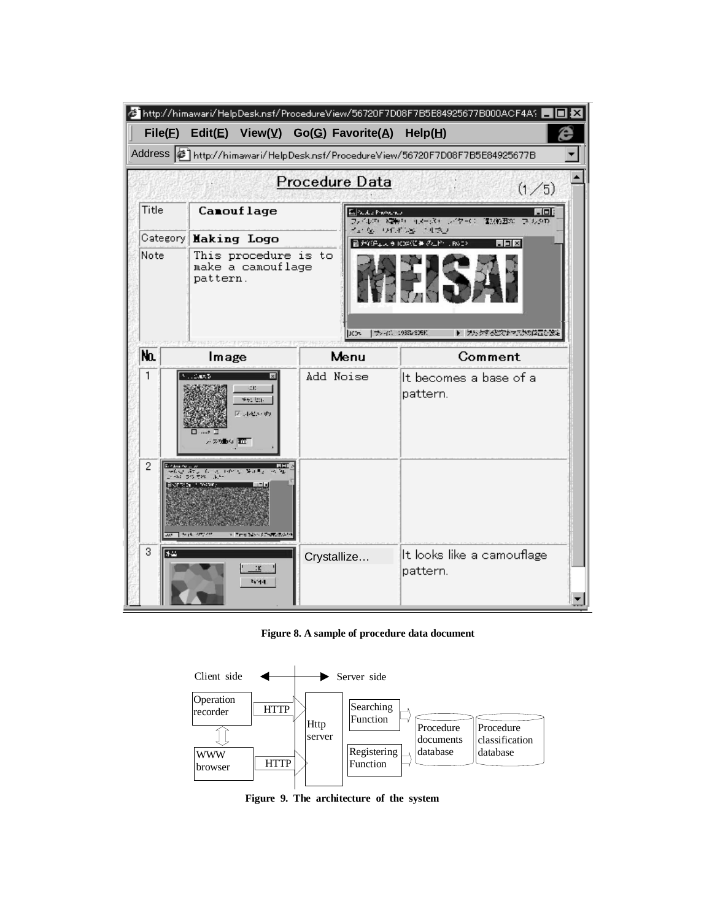**Figure 8. A sample of procedure data document**

**Figure 9. The architecture of the system**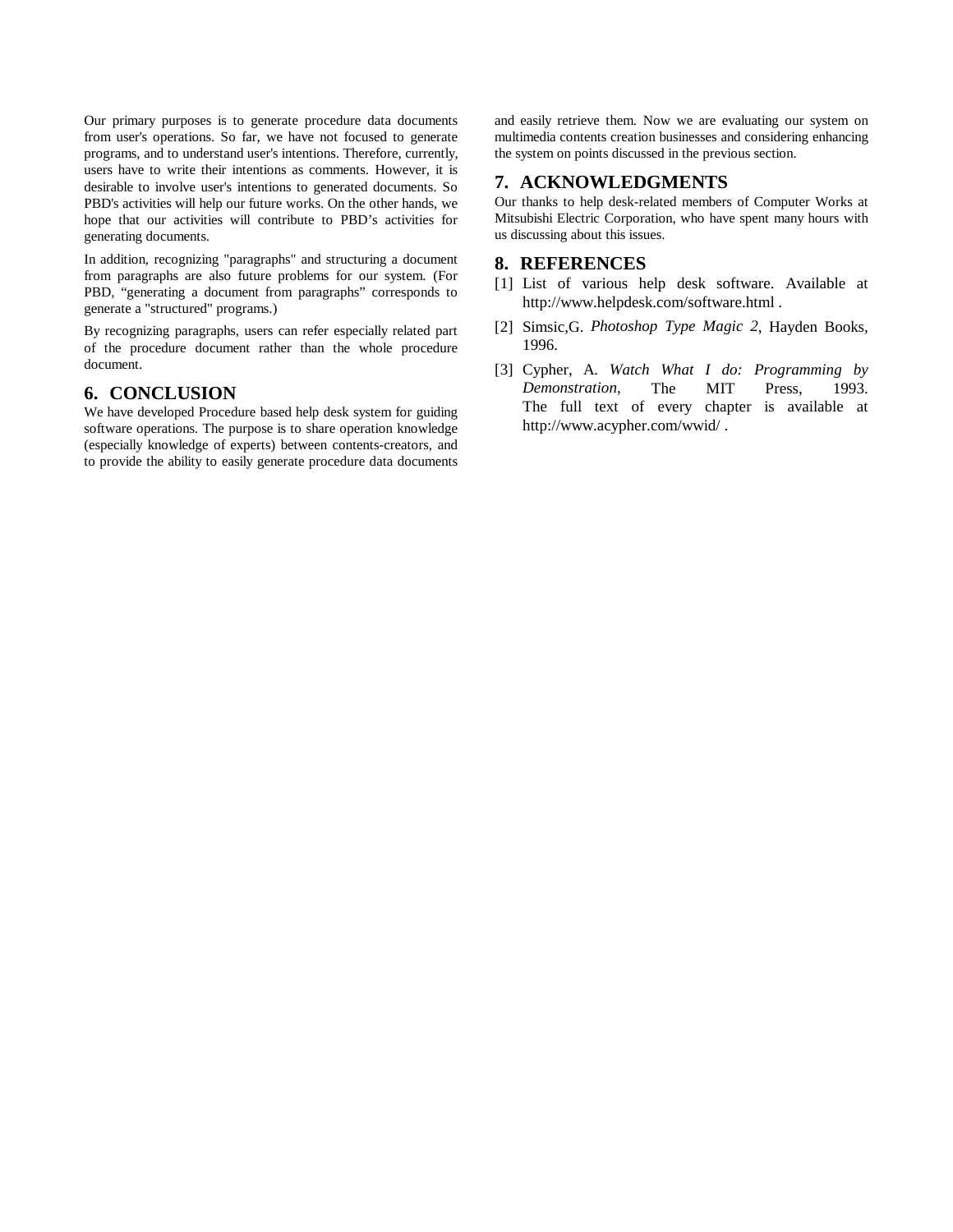Our primary purposes is to generate procedure data documents from user's operations. So far, we have not focused to generate programs, and to understand user's intentions. Therefore, currently, users have to write their intentions as comments. However, it is desirable to involve user's intentions to generated documents. So PBD's activities will help our future works. On the other hands, we hope that our activities will contribute to PBD's activities for generating documents.

In addition, recognizing "paragraphs" and structuring a document from paragraphs are also future problems for our system. (For PBD, "generating a document from paragraphs" corresponds to generate a "structured" programs.)

By recognizing paragraphs, users can refer especially related part of the procedure document rather than the whole procedure document.

## 6. CONCLUSION

We have developed Procedure based help desk system for guiding software operations. The purpose is to share operation knowledge (especially knowledge of experts) between contents-creators, and to provide the ability to easily generate procedure data documents and easily retrieve them. Now we are evaluating our system on multimedia contents creation businesses and considering enhancing the system on points discussed in the previous section.

## 7. ACKNOWLEDGMENTS

Our thanks to help desk-related members of Computer Works at Mitsubishi Electric Corporation, who have spent many hours with us discussing about this issues.

## 8. REFERENCES

[1] List of various help desk software. Available at http://www.helpdesk.com/software.html .

[2] Simsic,G. *Photoshop Type Magic 2*, Hayden Books, 1996.

[3] Cypher, A. *Watch What I do: Programming by Demonstration*, The MIT Press, 1993. The full text of every chapter is available at http://www.acypher.com/wwid/ .